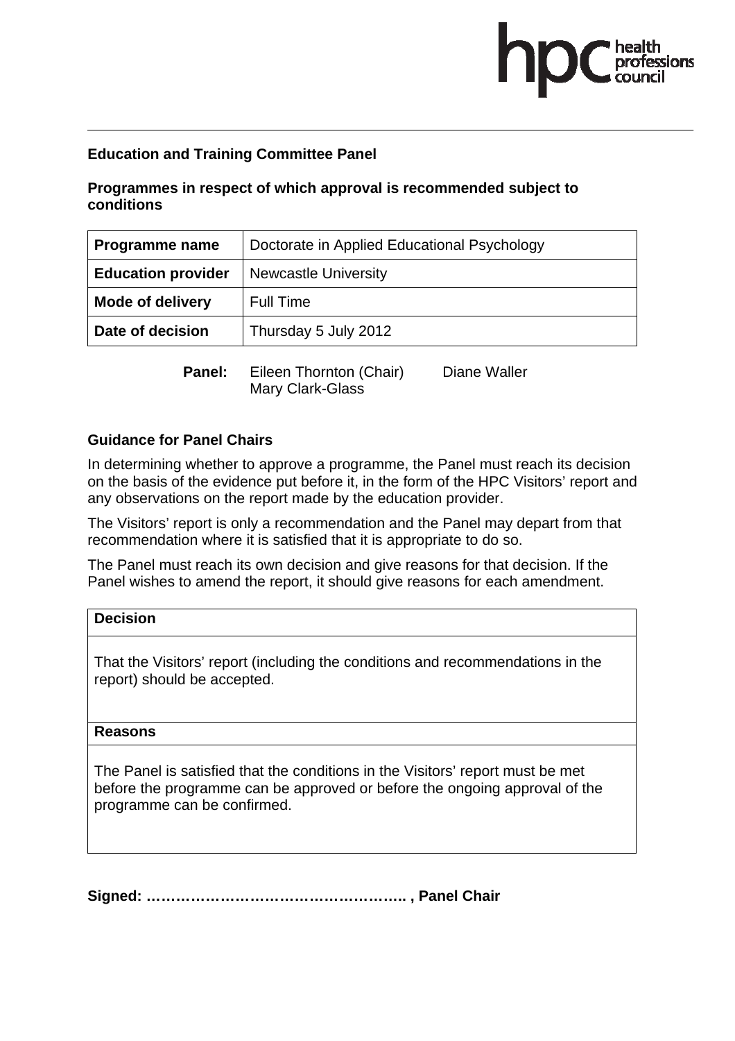**Education and Training Committee Panel**

**Programmes in respect of which approval is recommended subject to conditions**

| **Programme name** | Doctorate in Applied Educational Psychology |
|---|---|
| **Education provider** | Newcastle University |
| **Mode of delivery** | Full Time |
| **Date of decision** | Thursday 5 July 2012 |

**Panel:** Eileen Thornton (Chair), Diane Waller, Mary Clark-Glass

## Guidance for Panel Chairs

In determining whether to approve a programme, the Panel must reach its decision on the basis of the evidence put before it, in the form of the HPC Visitors' report and any observations on the report made by the education provider.

The Visitors' report is only a recommendation and the Panel may depart from that recommendation where it is satisfied that it is appropriate to do so.

The Panel must reach its own decision and give reasons for that decision. If the Panel wishes to amend the report, it should give reasons for each amendment.

| **Decision** |
|---|
| That the Visitors' report (including the conditions and recommendations in the report) should be accepted. |
| **Reasons** |
| The Panel is satisfied that the conditions in the Visitors' report must be met before the programme can be approved or before the ongoing approval of the programme can be confirmed. |

**Signed: …………………………………………….. , Panel Chair**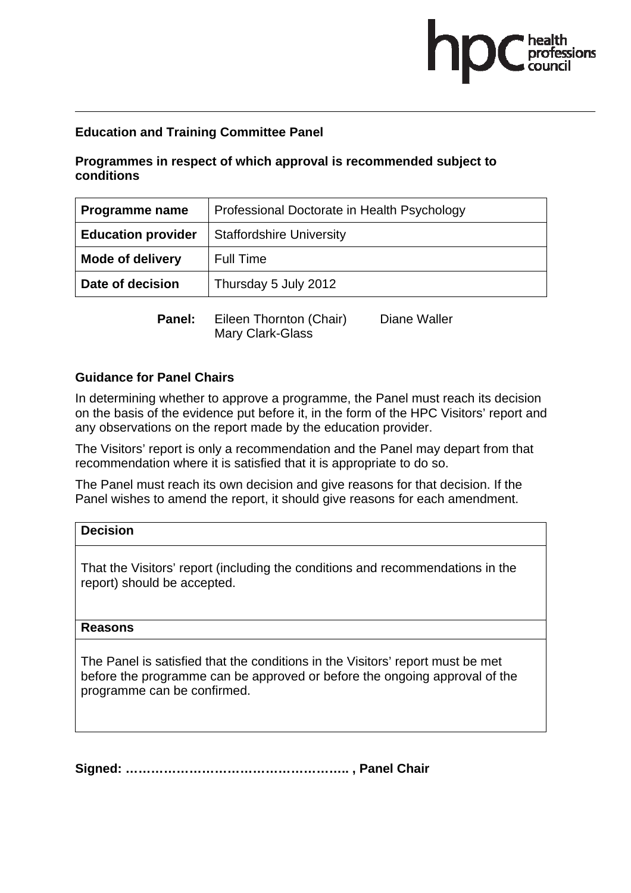**Education and Training Committee Panel**

**Programmes in respect of which approval is recommended subject to conditions**

| **Programme name** | Professional Doctorate in Health Psychology |
|---|---|
| **Education provider** | Staffordshire University |
| **Mode of delivery** | Full Time |
| **Date of decision** | Thursday 5 July 2012 |

**Panel:** Eileen Thornton (Chair), Diane Waller, Mary Clark-Glass

**Guidance for Panel Chairs**

In determining whether to approve a programme, the Panel must reach its decision on the basis of the evidence put before it, in the form of the HPC Visitors' report and any observations on the report made by the education provider.

The Visitors' report is only a recommendation and the Panel may depart from that recommendation where it is satisfied that it is appropriate to do so.

The Panel must reach its own decision and give reasons for that decision. If the Panel wishes to amend the report, it should give reasons for each amendment.

| **Decision** |
|---|
| That the Visitors' report (including the conditions and recommendations in the report) should be accepted. |
| **Reasons** |
| The Panel is satisfied that the conditions in the Visitors' report must be met before the programme can be approved or before the ongoing approval of the programme can be confirmed. |

**Signed: …………………………………………….. , Panel Chair**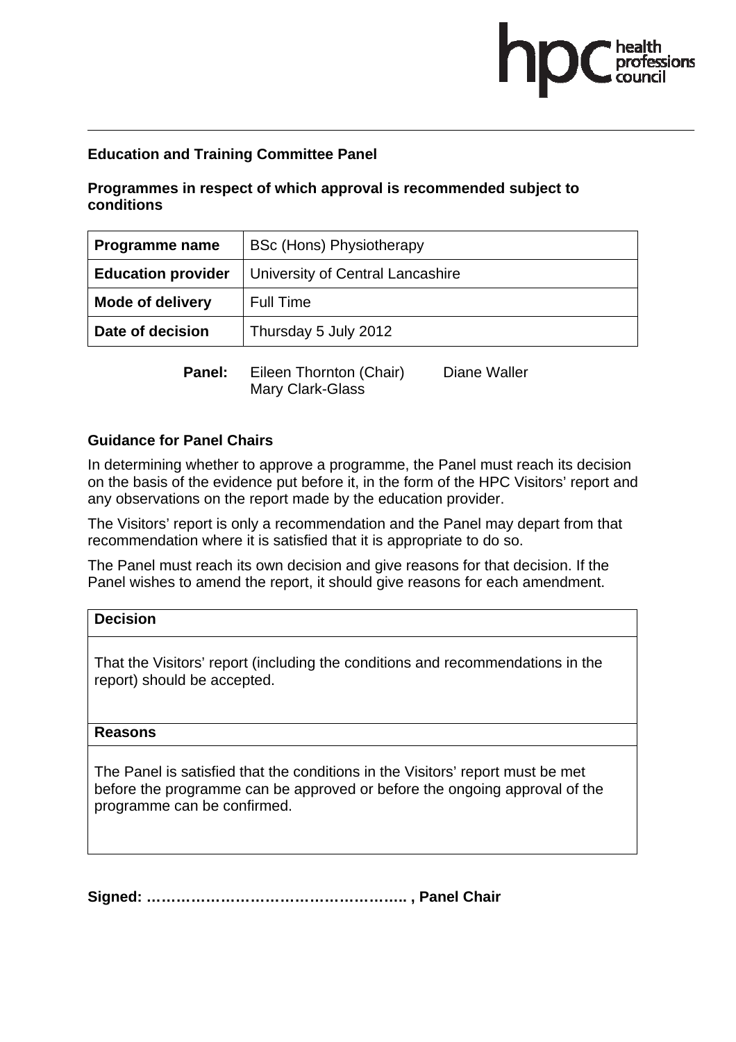**Education and Training Committee Panel**

**Programmes in respect of which approval is recommended subject to conditions**

| **Programme name** | BSc (Hons) Physiotherapy |
|---|---|
| **Education provider** | University of Central Lancashire |
| **Mode of delivery** | Full Time |
| **Date of decision** | Thursday 5 July 2012 |

**Panel:** Eileen Thornton (Chair), Diane Waller, Mary Clark-Glass

**Guidance for Panel Chairs**

In determining whether to approve a programme, the Panel must reach its decision on the basis of the evidence put before it, in the form of the HPC Visitors' report and any observations on the report made by the education provider.

The Visitors' report is only a recommendation and the Panel may depart from that recommendation where it is satisfied that it is appropriate to do so.

The Panel must reach its own decision and give reasons for that decision. If the Panel wishes to amend the report, it should give reasons for each amendment.

| **Decision** |
|---|
| That the Visitors' report (including the conditions and recommendations in the report) should be accepted. |
| **Reasons** |
| The Panel is satisfied that the conditions in the Visitors' report must be met before the programme can be approved or before the ongoing approval of the programme can be confirmed. |

**Signed: …………………………………………….. , Panel Chair**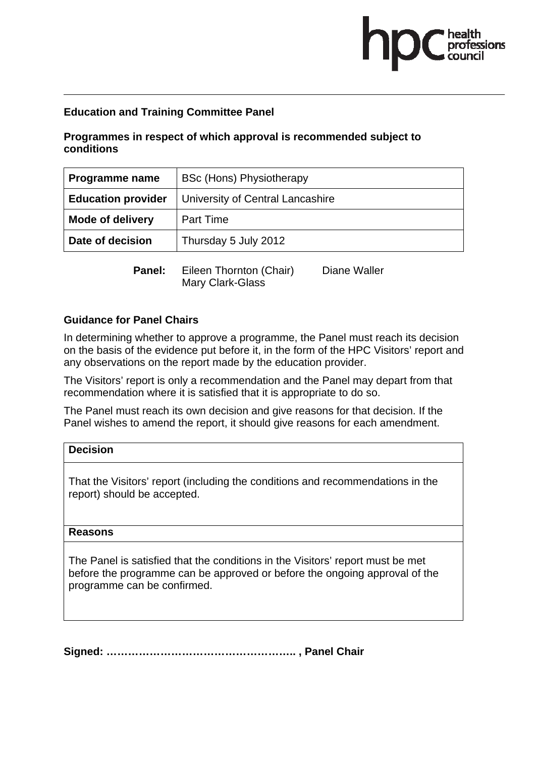**Education and Training Committee Panel**

**Programmes in respect of which approval is recommended subject to conditions**

| **Programme name** | BSc (Hons) Physiotherapy |
|---|---|
| **Education provider** | University of Central Lancashire |
| **Mode of delivery** | Part Time |
| **Date of decision** | Thursday 5 July 2012 |

**Panel:** Eileen Thornton (Chair) Diane Waller Mary Clark-Glass

**Guidance for Panel Chairs**

In determining whether to approve a programme, the Panel must reach its decision on the basis of the evidence put before it, in the form of the HPC Visitors' report and any observations on the report made by the education provider.

The Visitors' report is only a recommendation and the Panel may depart from that recommendation where it is satisfied that it is appropriate to do so.

The Panel must reach its own decision and give reasons for that decision. If the Panel wishes to amend the report, it should give reasons for each amendment.

| **Decision** |
|---|
| That the Visitors' report (including the conditions and recommendations in the report) should be accepted. |
| **Reasons** |
| The Panel is satisfied that the conditions in the Visitors' report must be met before the programme can be approved or before the ongoing approval of the programme can be confirmed. |

**Signed: …………………………………………….. , Panel Chair**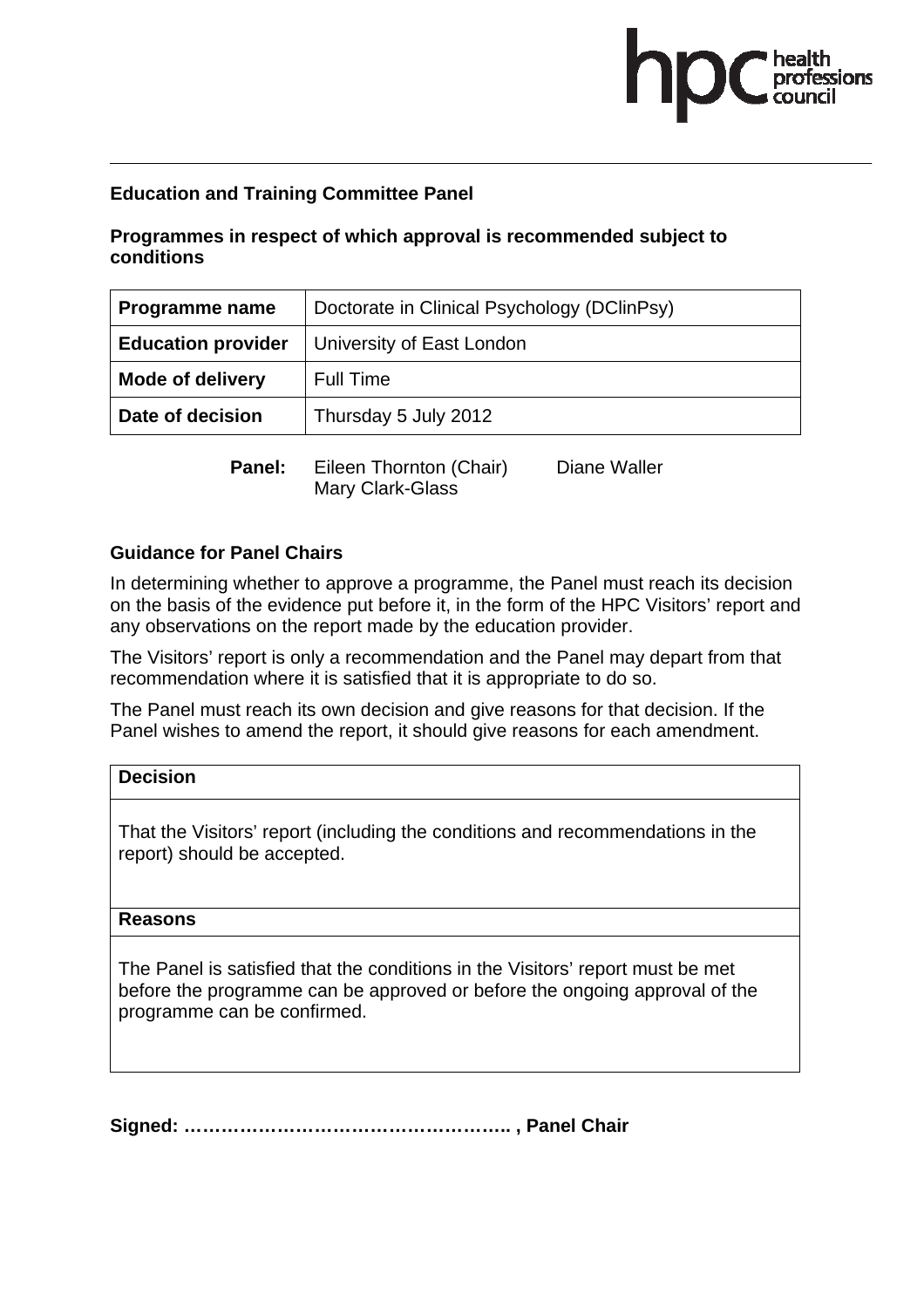**Education and Training Committee Panel**

**Programmes in respect of which approval is recommended subject to conditions**

| **Programme name** | Doctorate in Clinical Psychology (DClinPsy) |
|---|---|
| **Education provider** | University of East London |
| **Mode of delivery** | Full Time |
| **Date of decision** | Thursday 5 July 2012 |

**Panel:** Eileen Thornton (Chair), Diane Waller, Mary Clark-Glass

**Guidance for Panel Chairs**

In determining whether to approve a programme, the Panel must reach its decision on the basis of the evidence put before it, in the form of the HPC Visitors' report and any observations on the report made by the education provider.

The Visitors' report is only a recommendation and the Panel may depart from that recommendation where it is satisfied that it is appropriate to do so.

The Panel must reach its own decision and give reasons for that decision. If the Panel wishes to amend the report, it should give reasons for each amendment.

| **Decision** |
|---|
| That the Visitors' report (including the conditions and recommendations in the report) should be accepted. |
| **Reasons** |
| The Panel is satisfied that the conditions in the Visitors' report must be met before the programme can be approved or before the ongoing approval of the programme can be confirmed. |

**Signed: …………………………………………….. , Panel Chair**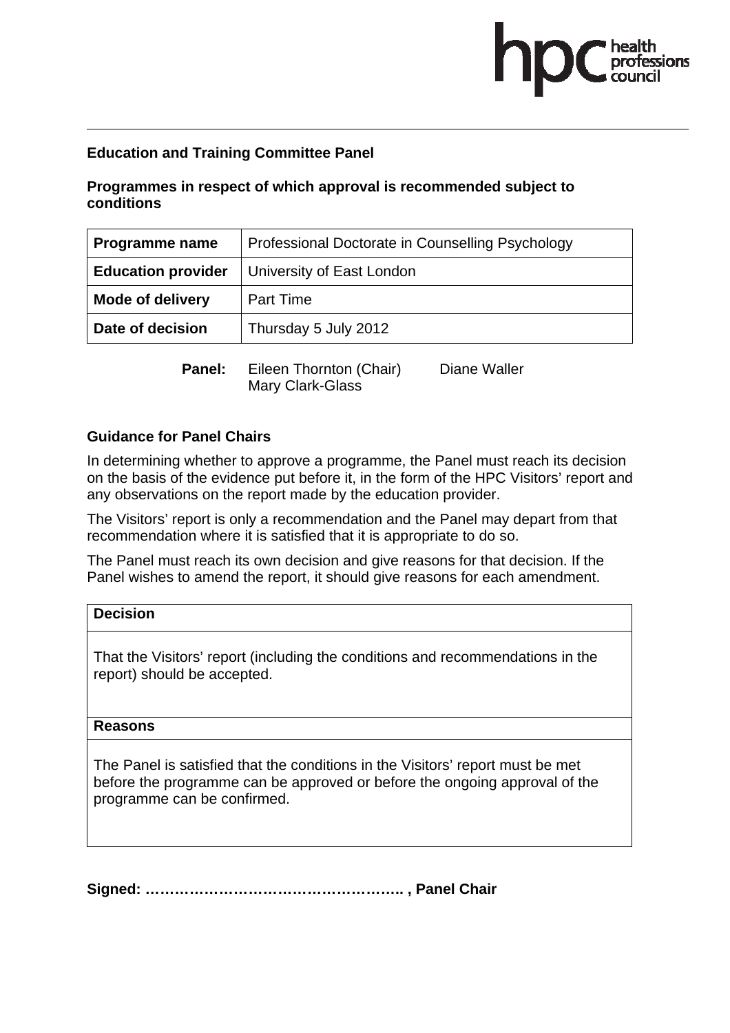**Education and Training Committee Panel**

**Programmes in respect of which approval is recommended subject to conditions**

| **Programme name** | Professional Doctorate in Counselling Psychology |
|---|---|
| **Education provider** | University of East London |
| **Mode of delivery** | Part Time |
| **Date of decision** | Thursday 5 July 2012 |

**Panel:** Eileen Thornton (Chair) Diane Waller
Mary Clark-Glass

**Guidance for Panel Chairs**

In determining whether to approve a programme, the Panel must reach its decision on the basis of the evidence put before it, in the form of the HPC Visitors' report and any observations on the report made by the education provider.

The Visitors' report is only a recommendation and the Panel may depart from that recommendation where it is satisfied that it is appropriate to do so.

The Panel must reach its own decision and give reasons for that decision. If the Panel wishes to amend the report, it should give reasons for each amendment.

| **Decision** |
|---|
| That the Visitors' report (including the conditions and recommendations in the report) should be accepted. |
| **Reasons** |
| The Panel is satisfied that the conditions in the Visitors' report must be met before the programme can be approved or before the ongoing approval of the programme can be confirmed. |

**Signed: …………………………………………….. , Panel Chair**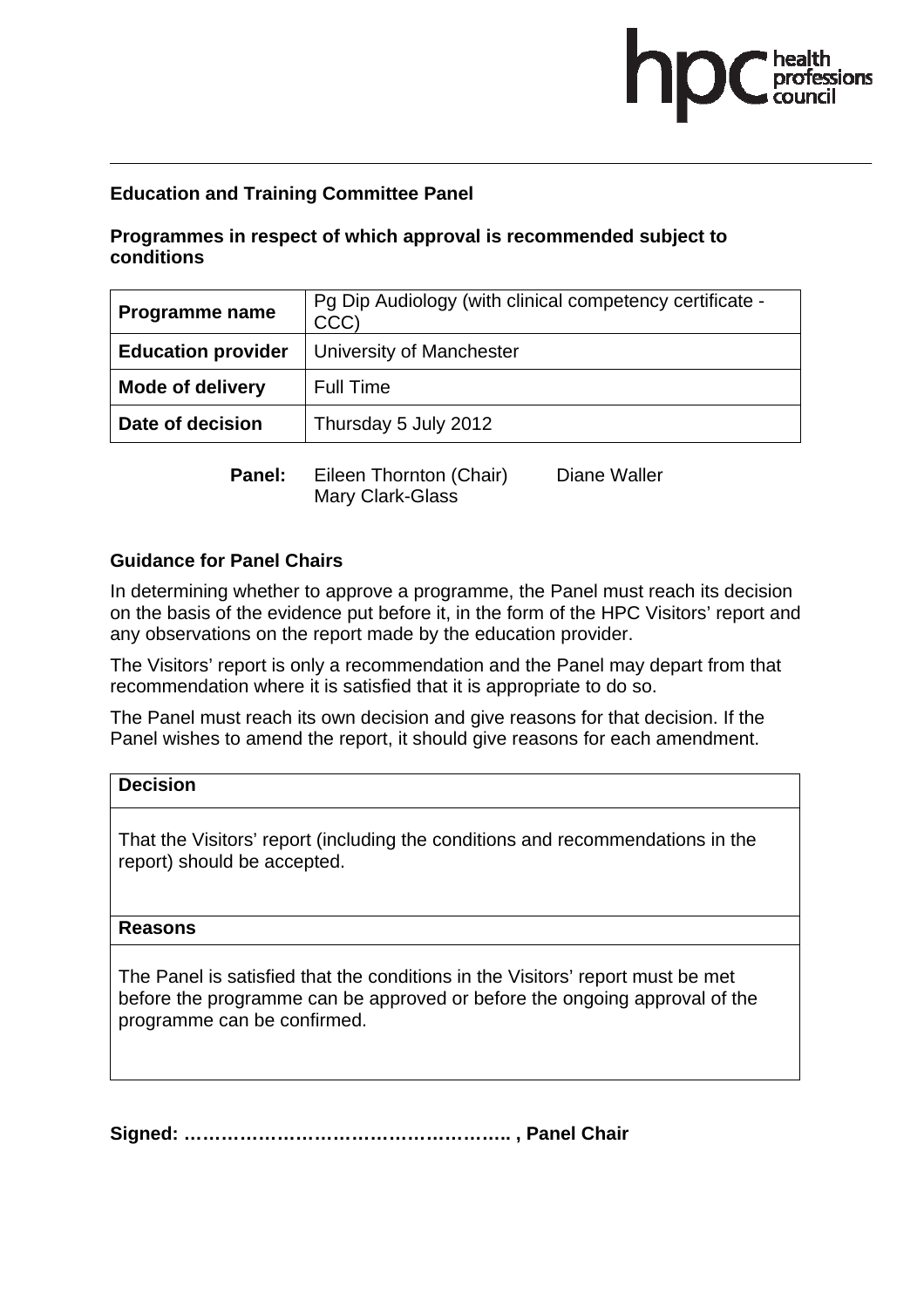**Education and Training Committee Panel**

**Programmes in respect of which approval is recommended subject to conditions**

| | |
|---|---|
| **Programme name** | Pg Dip Audiology (with clinical competency certificate - CCC) |
| **Education provider** | University of Manchester |
| **Mode of delivery** | Full Time |
| **Date of decision** | Thursday 5 July 2012 |

**Panel:** Eileen Thornton (Chair) Diane Waller Mary Clark-Glass

**Guidance for Panel Chairs**

In determining whether to approve a programme, the Panel must reach its decision on the basis of the evidence put before it, in the form of the HPC Visitors' report and any observations on the report made by the education provider.

The Visitors' report is only a recommendation and the Panel may depart from that recommendation where it is satisfied that it is appropriate to do so.

The Panel must reach its own decision and give reasons for that decision. If the Panel wishes to amend the report, it should give reasons for each amendment.

| Decision |
|---|
| That the Visitors' report (including the conditions and recommendations in the report) should be accepted. |
| **Reasons** |
| The Panel is satisfied that the conditions in the Visitors' report must be met before the programme can be approved or before the ongoing approval of the programme can be confirmed. |

**Signed: …………………………………………….. , Panel Chair**